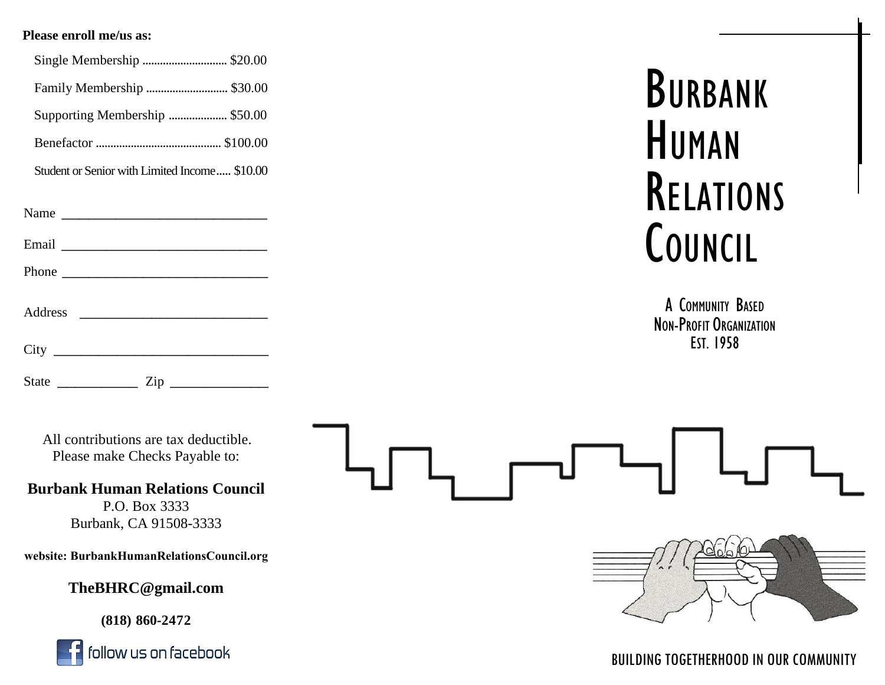**Please enroll me/us as:**

- Single Membership ............................ $20.00
- Family Membership ........................... $30.00
- Supporting Membership ................... $50.00
- Benefactor .......................................... $100.00
- Student or Senior with Limited Income..... $10.00

Name ______________________________

Email ______________________________

Phone ______________________________

Address ___________________________

City ________________________________

State ____________ Zip ______________

All contributions are tax deductible.
Please make Checks Payable to:

**Burbank Human Relations Council**
P.O. Box 3333
Burbank, CA 91508-3333

**website: BurbankHumanRelationsCouncil.org**

**TheBHRC@gmail.com**

**(818) 860-2472**

follow us on facebook

# Burbank Human Relations Council

A Community Based
Non-Profit Organization
Est. 1958

BUILDING TOGETHERHOOD IN OUR COMMUNITY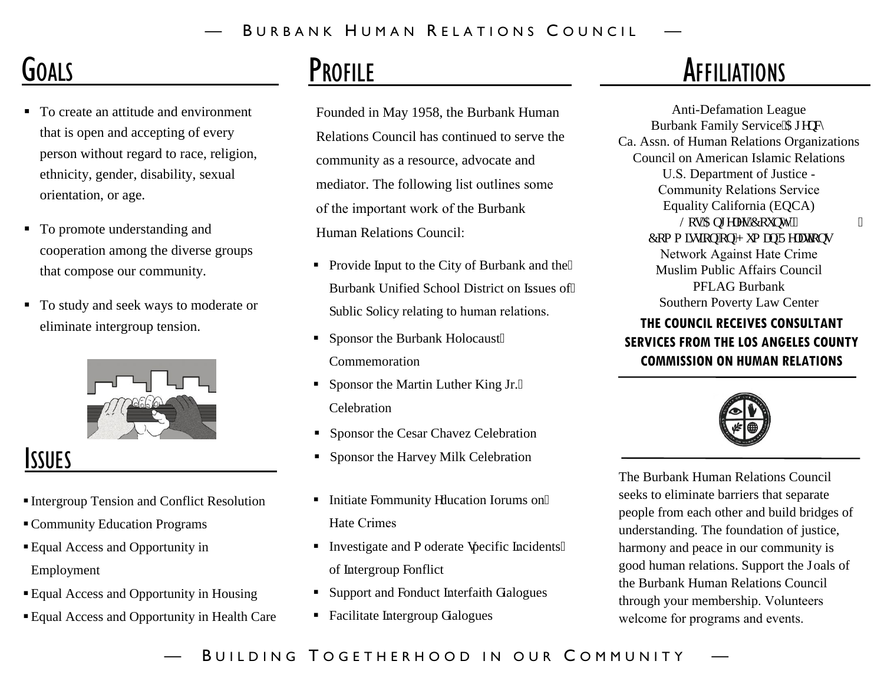## Goals

- To create an attitude and environment that is open and accepting of every person without regard to race, religion, ethnicity, gender, disability, sexual orientation, or age.
- To promote understanding and cooperation among the diverse groups that compose our community.
- To study and seek ways to moderate or eliminate intergroup tension.

## Issues

- Intergroup Tension and Conflict Resolution
- Community Education Programs
- Equal Access and Opportunity in Employment
- Equal Access and Opportunity in Housing
- Equal Access and Opportunity in Health Care

## Profile

Founded in May 1958, the Burbank Human Relations Council has continued to serve the community as a resource, advocate and mediator. The following list outlines some of the important work of the Burbank Human Relations Council:

- Provide Input to the City of Burbank and the Burbank Unified School District on Issues of Public Policy relating to human relations.
- Sponsor the Burbank Holocaust Commemoration
- Sponsor the Martin Luther King Jr. Celebration
- Sponsor the Cesar Chavez Celebration
- Sponsor the Harvey Milk Celebration
- Initiate Community Education Forums on Hate Crimes
- Investigate and Moderate Specific Incidents of Intergroup Conflict
- Support and Conduct Interfaith Dialogues
- Facilitate Intergroup Dialogues

## Affiliations

Anti-Defamation League
Burbank Family Service Agency
Ca. Assn. of Human Relations Organizations
Council on American Islamic Relations
U.S. Department of Justice - Community Relations Service
Equality California (EQCA)
Los Angeles County Commission on Human Relations
Network Against Hate Crime
Muslim Public Affairs Council
PFLAG Burbank
Southern Poverty Law Center

**THE COUNCIL RECEIVES CONSULTANT SERVICES FROM THE LOS ANGELES COUNTY COMMISSION ON HUMAN RELATIONS**

The Burbank Human Relations Council seeks to eliminate barriers that separate people from each other and build bridges of understanding. The foundation of justice, harmony and peace in our community is good human relations. Support the Goals of the Burbank Human Relations Council through your membership. Volunteers welcome for programs and events.

— Building Togetherhood in our Community —